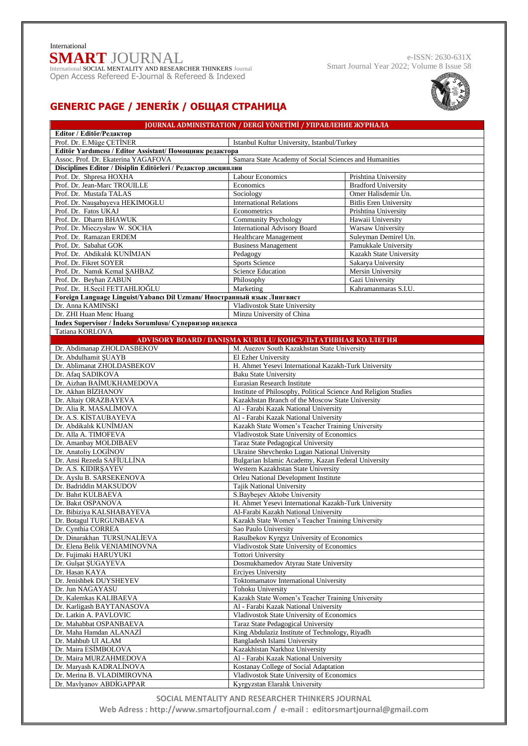International
**SMART** JOURNAL
International SOCIAL MENTALITY AND RESEARCHER THINKERS Journal
Open Access Refereed E-Journal & Refereed & Indexed

e-ISSN: 2630-631X
Smart Journal Year 2022; Volume 8 Issue 58

## GENERIC PAGE / JENERİK / ОБЩАЯ СТРАНИЦА

| JOURNAL ADMINISTRATION / DERGİ YÖNETİMİ / УПРАВЛЕНИЕ ЖУРНАЛА | | |
|---|---|---|
| **Editor / Editör/Редактор** | | |
| Prof. Dr. E.Müge ÇETİNER | Istanbul Kultur University, Istanbul/Turkey | |
| **Editör Yardımcısı / Editor Assistant/ Помощник редактора** | | |
| Assoc. Prof. Dr. Ekaterina YAGAFOVA | Samara State Academy of Social Sciences and Humanities | |
| **Disciplines Editor / Disiplin Editörleri / Редактор дисциплин** | | |
| Prof. Dr. Shpresa HOXHA | Labour Economics | Prishtina University |
| Prof. Dr. Jean-Marc TROUILLE | Economics | Bradford University |
| Prof. Dr. Mustafa TALAS | Sociology | Omer Halisdemir Un. |
| Prof. Dr. Nauşabayeva HEKIMOGLU | International Relations | Bitlis Eren University |
| Prof. Dr. Fatos UKAJ | Econometrics | Prishtina University |
| Prof. Dr. Dharm BHAWUK | Community Psychology | Hawaii University |
| Prof. Dr. Mieczysław W. SOCHA | International Advisory Board | Warsaw University |
| Prof. Dr. Ramazan ERDEM | Healthcare Management | Suleyman Demirel Un. |
| Prof. Dr. Sabahat GOK | Business Management | Pamukkale University |
| Prof. Dr. Abdikalık KUNİMJAN | Pedagogy | Kazakh State University |
| Prof. Dr. Fikret SOYER | Sports Science | Sakarya University |
| Prof. Dr. Namık Kemal ŞAHBAZ | Science Education | Mersin University |
| Prof. Dr. Beyhan ZABUN | Philosophy | Gazi University |
| Prof. Dr. H.Secil FETTAHLIOĞLU | Marketing | Kahramanmaras S.I.U. |
| **Foreign Language Linguist/Yabancı Dil Uzmanı/ Иностранный язык Лингвист** | | |
| Dr. Anna KAMINSKI | Vladivostok State University | |
| Dr. ZHI Huan Menc Huang | Minzu University of China | |
| **Index Supervisor / İndeks Sorumlusu/ Супервизор индекса** | | |
| Tatiana KORLOVA | | |

| ADVISORY BOARD / DANIŞMA KURULU/ КОНСУЛЬТАТИВНАЯ КОЛЛЕГИЯ | |
|---|---|
| Dr. Abdimanap ZHOLDASBEKOV | M. Auezov South Kazakhstan State University |
| Dr. Abdulhamit ŞUAYB | El Ezher University |
| Dr. Ablimanat ZHOLDASBEKOV | H. Ahmet Yesevi International Kazakh-Turk University |
| Dr. Afaq SADIKOVA | Baku State University |
| Dr. Aizhan BAİMUKHAMEDOVA | Eurasian Research Institute |
| Dr. Akhan BİZHANOV | Institute of Philosophy, Political Science And Religion Studies |
| Dr. Altaiy ORAZBAYEVA | Kazakhstan Branch of the Moscow State University |
| Dr. Alia R. MASALİMOVA | Al - Farabi Kazak National University |
| Dr. A.S. KİSTAUBAYEVA | Al - Farabi Kazak National University |
| Dr. Abdikalık KUNİMJAN | Kazakh State Women's Teacher Training University |
| Dr. Alla A. TIMOFEVA | Vladivostok State University of Economics |
| Dr. Amanbay MOLDIBAEV | Taraz State Pedagogical University |
| Dr. Anatoliy LOGİNOV | Ukraine Shevchenko Lugan National University |
| Dr. Ansi Rezeda SAFİULLİNA | Bulgarian Islamic Academy, Kazan Federal University |
| Dr. A.S. KIDIRŞAYEV | Western Kazakhstan State University |
| Dr. Ayslu B. SARSEKENOVA | Orleu National Development Institute |
| Dr. Badriddin MAKSUDOV | Tajik National University |
| Dr. Bahıt KULBAEVA | S.Baybeşev Aktobe University |
| Dr. Bakıt OSPANOVA | H. Ahmet Yesevi International Kazakh-Turk University |
| Dr. Bibiziya KALSHABAYEVA | Al-Farabi Kazakh National University |
| Dr. Botagul TURGUNBAEVA | Kazakh State Women's Teacher Training University |
| Dr. Cynthia CORREA | Sao Paulo University |
| Dr. Dinarakhan TURSUNALİEVA | Rasulbekov Kyrgyz University of Economics |
| Dr. Elena Belik VENIAMINOVNA | Vladivostok State University of Economics |
| Dr. Fujimaki HARUYUKI | Tottori University |
| Dr. Gulşat ŞUGAYEVA | Dosmukhamedov Atyrau State University |
| Dr. Hasan KAYA | Erciyes University |
| Dr. Jenishbek DUYSHEYEV | Toktomamatov International University |
| Dr. Jun NAGAYASU | Tohoku University |
| Dr. Kalemkas KALIBAEVA | Kazakh State Women's Teacher Training University |
| Dr. Karligash BAYTANASOVA | Al - Farabi Kazak National University |
| Dr. Latkin A. PAVLOVIC | Vladivostok State University of Economics |
| Dr. Mahabbat OSPANBAEVA | Taraz State Pedagogical University |
| Dr. Maha Hamdan ALANAZİ | King Abdulaziz Institute of Technology, Riyadh |
| Dr. Mahbub Ul ALAM | Bangladesh Islami University |
| Dr. Maira ESİMBOLOVA | Kazakhistan Narkhoz University |
| Dr. Maira MURZAHMEDOVA | Al - Farabi Kazak National University |
| Dr. Maryash KADRALİNOVA | Kostanay College of Social Adaptation |
| Dr. Merina B. VLADIMIROVNA | Vladivostok State University of Economics |
| Dr. Mavlyanov ABDİGAPPAR | Kyrgyzstan Elaralık University |

SOCIAL MENTALITY AND RESEARCHER THINKERS JOURNAL
Web Adress : http://www.smartofjournal.com / e-mail : editorsmartjournal@gmail.com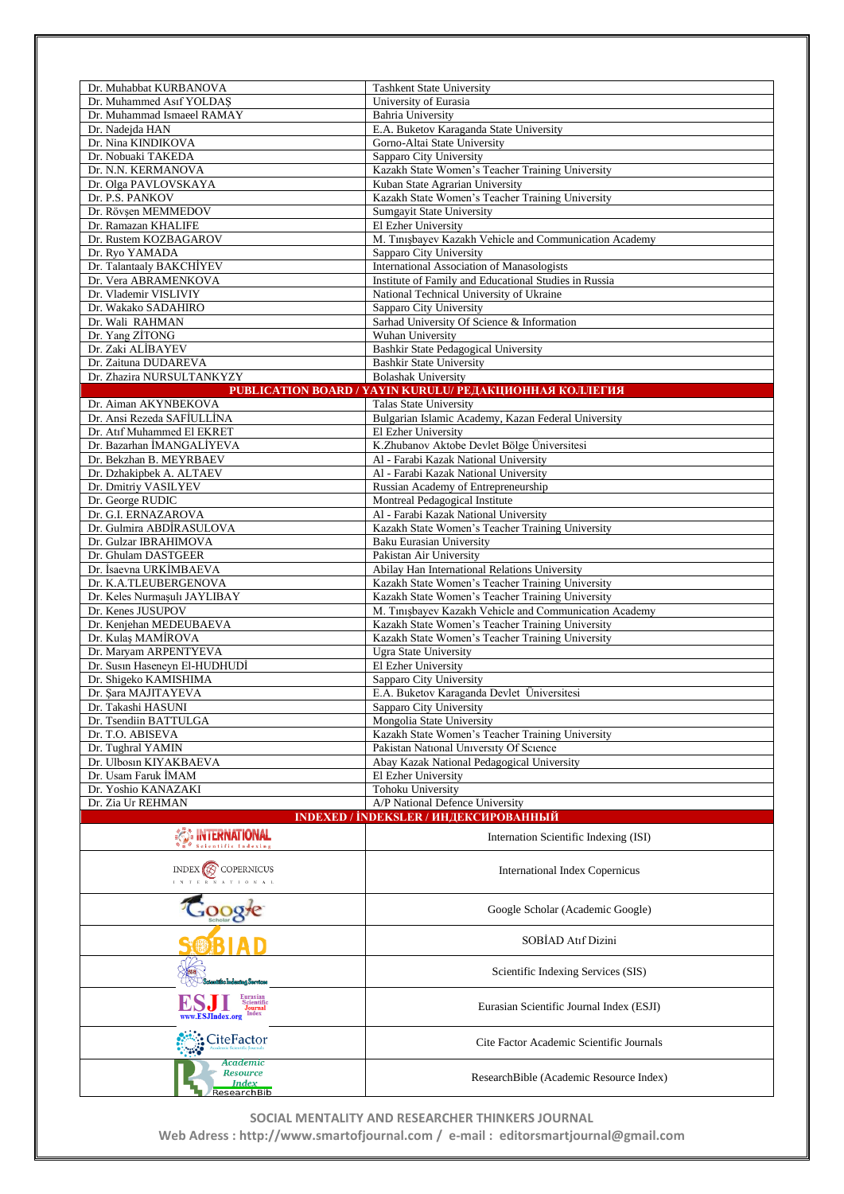| | |
|---|---|
| Dr. Muhabbat KURBANOVA | Tashkent State University |
| Dr. Muhammed Asıf YOLDAŞ | University of Eurasia |
| Dr. Muhammad Ismaeel RAMAY | Bahria University |
| Dr. Nadejda HAN | E.A. Buketov Karaganda State University |
| Dr. Nina KINDIKOVA | Gorno-Altai State University |
| Dr. Nobuaki TAKEDA | Sapparo City University |
| Dr. N.N. KERMANOVA | Kazakh State Women's Teacher Training University |
| Dr. Olga PAVLOVSKAYA | Kuban State Agrarian University |
| Dr. P.S. PANKOV | Kazakh State Women's Teacher Training University |
| Dr. Rövşen MEMMEDOV | Sumgayit State University |
| Dr. Ramazan KHALIFE | El Ezher University |
| Dr. Rustem KOZBAGAROV | M. Tınışbayev Kazakh Vehicle and Communication Academy |
| Dr. Ryo YAMADA | Sapparo City University |
| Dr. Talantaaly BAKCHİYEV | International Association of Manasologists |
| Dr. Vera ABRAMENKOVA | Institute of Family and Educational Studies in Russia |
| Dr. Vlademir VISLIVIY | National Technical University of Ukraine |
| Dr. Wakako SADAHIRO | Sapparo City University |
| Dr. Wali RAHMAN | Sarhad University Of Science & Information |
| Dr. Yang ZİTONG | Wuhan University |
| Dr. Zaki ALİBAYEV | Bashkir State Pedagogical University |
| Dr. Zaituna DUDAREVA | Bashkir State University |
| Dr. Zhazira NURSULTANKYZY | Bolashak University |
| **PUBLICATION BOARD / YAYIN KURULU/ РЕДАКЦИОННАЯ КОЛЛЕГИЯ** | |
| Dr. Aiman AKYNBEKOVA | Talas State University |
| Dr. Ansi Rezeda SAFİULLİNA | Bulgarian Islamic Academy, Kazan Federal University |
| Dr. Atıf Muhammed El EKRET | El Ezher University |
| Dr. Bazarhan İMANGALİYEVA | K.Zhubanov Aktobe Devlet Bölge Üniversitesi |
| Dr. Bekzhan B. MEYRBAEV | Al - Farabi Kazak National University |
| Dr. Dzhakipbek A. ALTAEV | Al - Farabi Kazak National University |
| Dr. Dmitriy VASILYEV | Russian Academy of Entrepreneurship |
| Dr. George RUDIC | Montreal Pedagogical Institute |
| Dr. G.I. ERNAZAROVA | Al - Farabi Kazak National University |
| Dr. Gulmira ABDİRASULOVA | Kazakh State Women's Teacher Training University |
| Dr. Gulzar IBRAHIMOVA | Baku Eurasian University |
| Dr. Ghulam DASTGEER | Pakistan Air University |
| Dr. İsaevna URKİMBAEVA | Abilay Han International Relations University |
| Dr. K.A.TLEUBERGENOVA | Kazakh State Women's Teacher Training University |
| Dr. Keles Nurmaşulı JAYLIBAY | Kazakh State Women's Teacher Training University |
| Dr. Kenes JUSUPOV | M. Tınışbayev Kazakh Vehicle and Communication Academy |
| Dr. Kenjehan MEDEUBAEVA | Kazakh State Women's Teacher Training University |
| Dr. Kulaş MAMİROVA | Kazakh State Women's Teacher Training University |
| Dr. Maryam ARPENTYEVA | Ugra State University |
| Dr. Susın Haseneyn El-HUDHUDİ | El Ezher University |
| Dr. Shigeko KAMISHIMA | Sapparo City University |
| Dr. Şara MAJITAYEVA | E.A. Buketov Karaganda Devlet Üniversitesi |
| Dr. Takashi HASUNI | Sapparo City University |
| Dr. Tsendiin BATTULGA | Mongolia State University |
| Dr. T.O. ABISEVA | Kazakh State Women's Teacher Training University |
| Dr. Tughral YAMIN | Pakistan National University Of Science |
| Dr. Ulbosın KIYAKBAEVA | Abay Kazak National Pedagogical University |
| Dr. Usam Faruk İMAM | El Ezher University |
| Dr. Yoshio KANAZAKI | Tohoku University |
| Dr. Zia Ur REHMAN | A/P National Defence University |
| **INDEXED / İNDEKSLER / ИНДЕКСИРОВАННЫЙ** | |
| INTERNATIONAL Scientific Indexing | Internation Scientific Indexing (ISI) |
| INDEX COPERNICUS INTERNATIONAL | International Index Copernicus |
| Google Scholar | Google Scholar (Academic Google) |
| SOBIAD | SOBİAD Atıf Dizini |
| Scientific Indexing Services | Scientific Indexing Services (SIS) |
| ESJI Eurasian Scientific Journal Index www.ESJIndex.org | Eurasian Scientific Journal Index (ESJI) |
| CiteFactor | Cite Factor Academic Scientific Journals |
| Academic Resource Index ResearchBib | ResearchBible (Academic Resource Index) |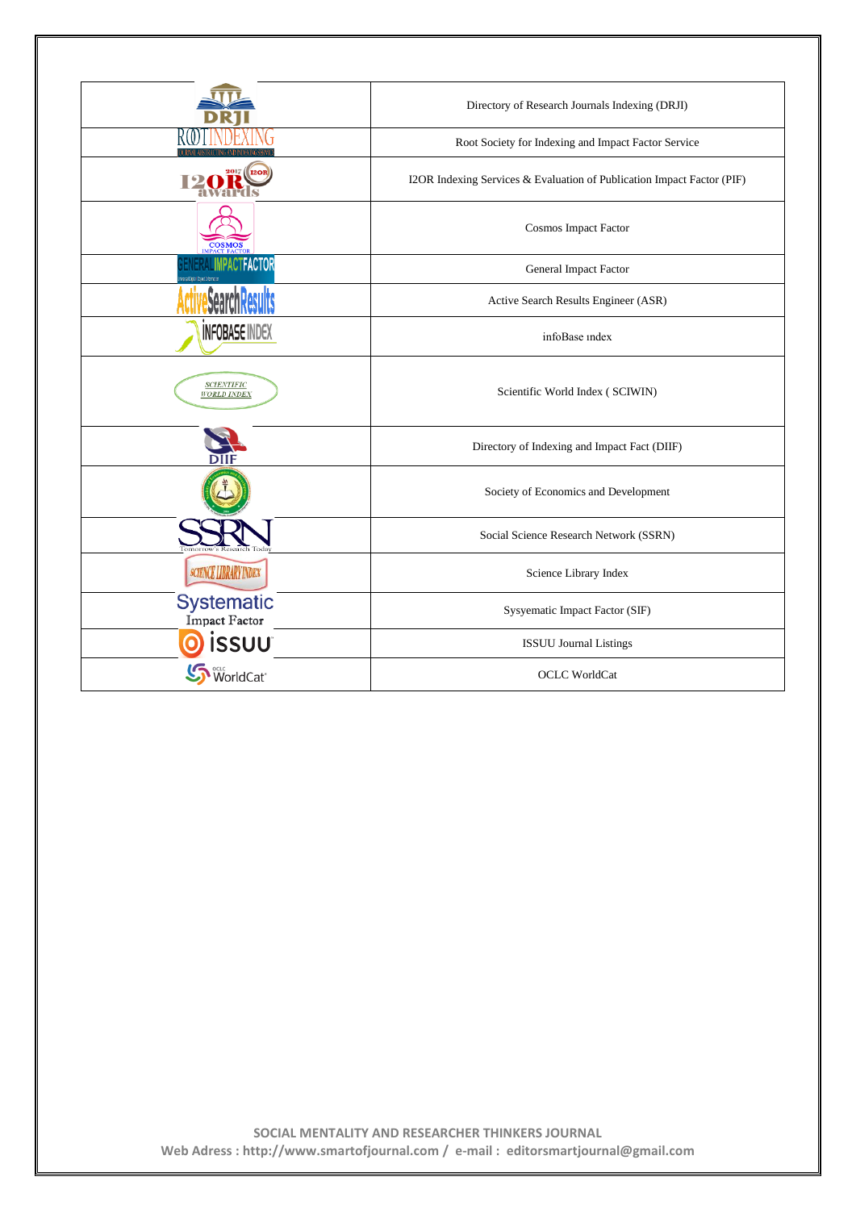| | |
|---|---|
| DRJI | Directory of Research Journals Indexing (DRJI) |
| ROOTINDEXING | Root Society for Indexing and Impact Factor Service |
| I2OR | I2OR Indexing Services & Evaluation of Publication Impact Factor (PIF) |
| COSMOS IMPACT FACTOR | Cosmos Impact Factor |
| GENERAL IMPACT FACTOR | General Impact Factor |
| ActiveSearchResults | Active Search Results Engineer (ASR) |
| INFOBASE INDEX | infoBase ındex |
| SCIENTIFIC WORLD INDEX | Scientific World Index ( SCIWIN) |
| DIIF | Directory of Indexing and Impact Fact (DIIF) |
| | Society of Economics and Development |
| SSRN Tomorrow's Research Today | Social Science Research Network (SSRN) |
| SCIENCE LIBRARY INDEX | Science Library Index |
| Systematic Impact Factor | Sysyematic Impact Factor (SIF) |
| issuu | ISSUU Journal Listings |
| OCLC WorldCat | OCLC WorldCat |